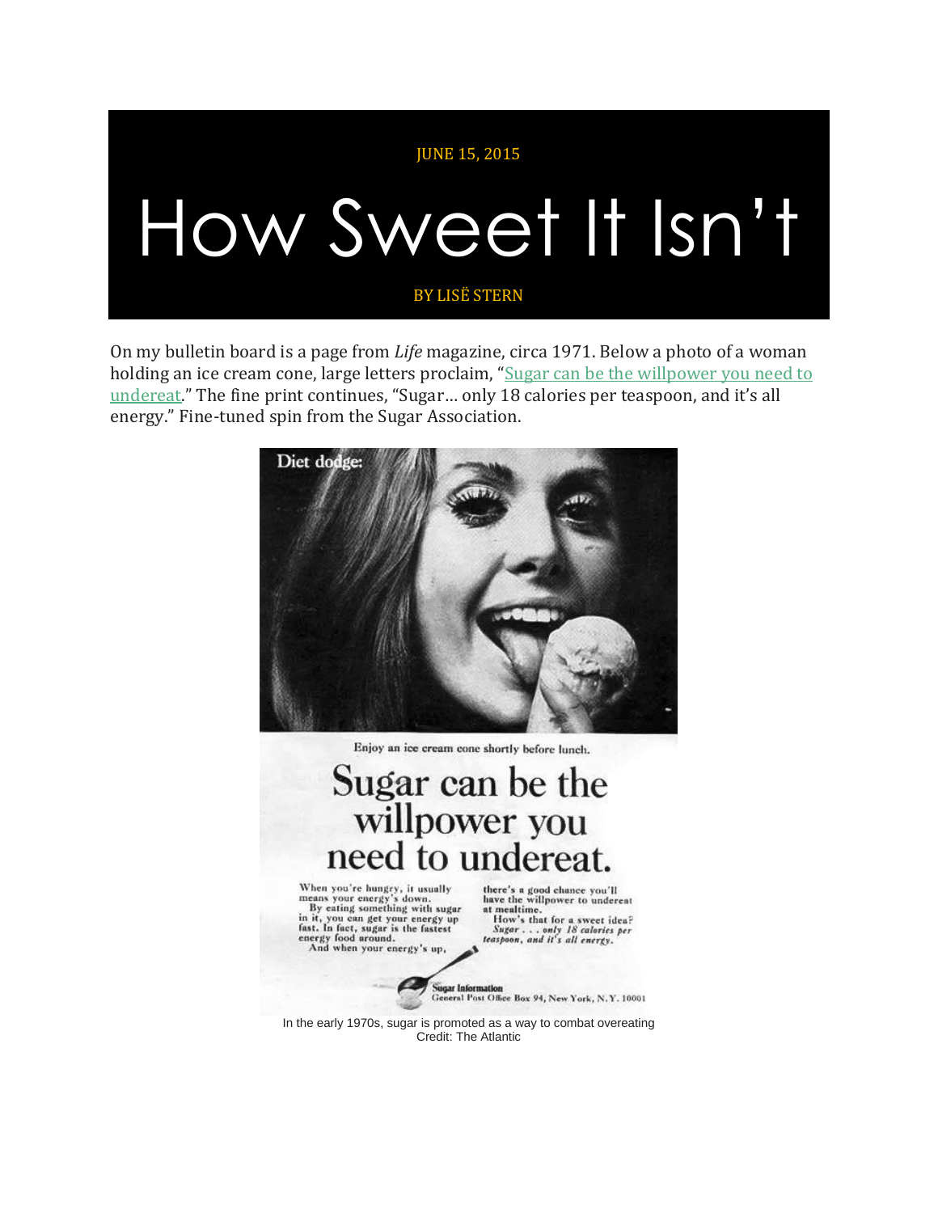JUNE 15, 2015

# How Sweet It Isn't

BY LISË STERN

On my bulletin board is a page from *Life* magazine, circa 1971. Below a photo of a woman holding an ice cream cone, large letters proclaim, "Sugar can be the willpower you need to undereat." The fine print continues, "Sugar… only 18 calories per teaspoon, and it's all energy." Fine-tuned spin from the Sugar Association.

In the early 1970s, sugar is promoted as a way to combat overeating
Credit: The Atlantic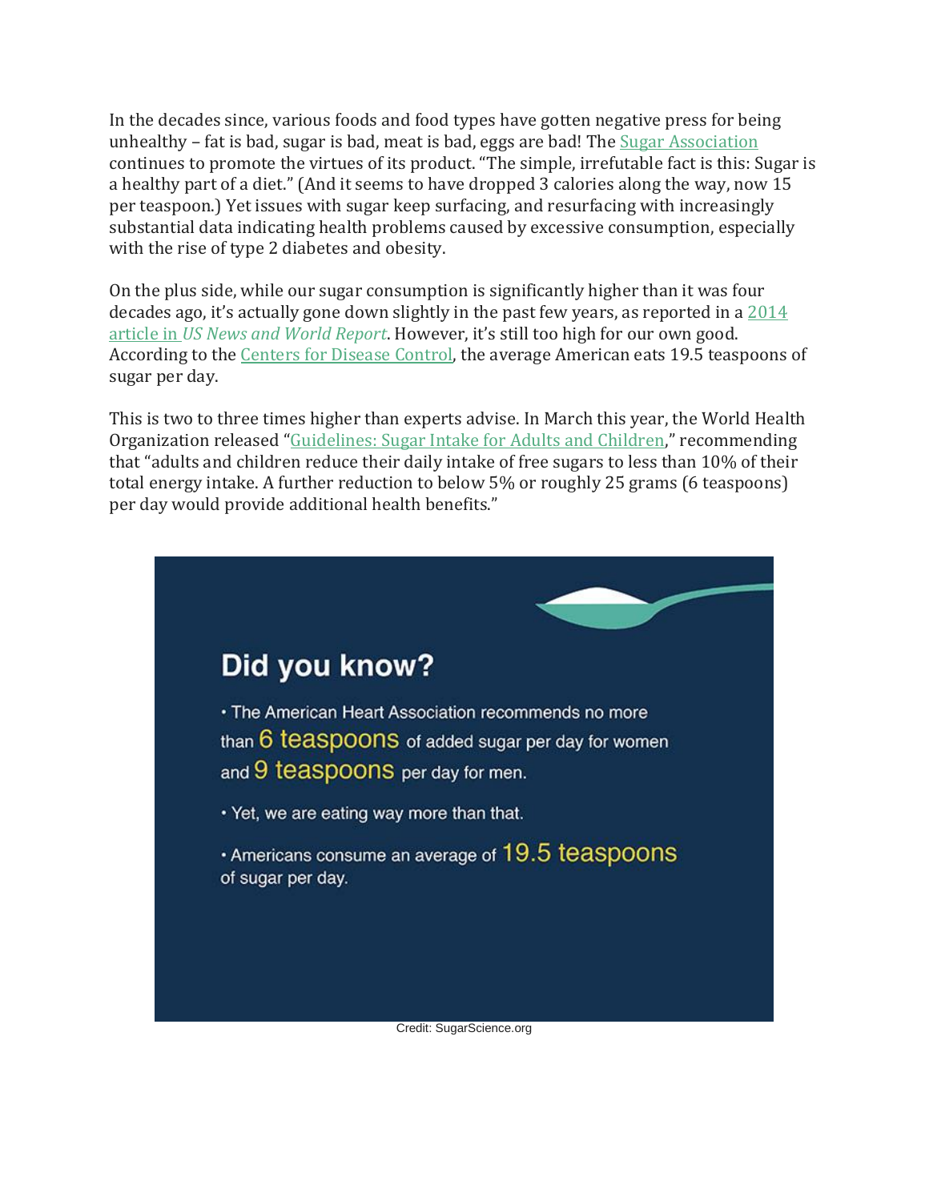In the decades since, various foods and food types have gotten negative press for being unhealthy – fat is bad, sugar is bad, meat is bad, eggs are bad! The Sugar Association continues to promote the virtues of its product. "The simple, irrefutable fact is this: Sugar is a healthy part of a diet." (And it seems to have dropped 3 calories along the way, now 15 per teaspoon.) Yet issues with sugar keep surfacing, and resurfacing with increasingly substantial data indicating health problems caused by excessive consumption, especially with the rise of type 2 diabetes and obesity.

On the plus side, while our sugar consumption is significantly higher than it was four decades ago, it's actually gone down slightly in the past few years, as reported in a 2014 article in *US News and World Report*. However, it's still too high for our own good. According to the Centers for Disease Control, the average American eats 19.5 teaspoons of sugar per day.

This is two to three times higher than experts advise. In March this year, the World Health Organization released "Guidelines: Sugar Intake for Adults and Children," recommending that "adults and children reduce their daily intake of free sugars to less than 10% of their total energy intake. A further reduction to below 5% or roughly 25 grams (6 teaspoons) per day would provide additional health benefits."

## Did you know?

- The American Heart Association recommends no more than 6 teaspoons of added sugar per day for women and 9 teaspoons per day for men.
- Yet, we are eating way more than that.
- Americans consume an average of 19.5 teaspoons of sugar per day.

Credit: SugarScience.org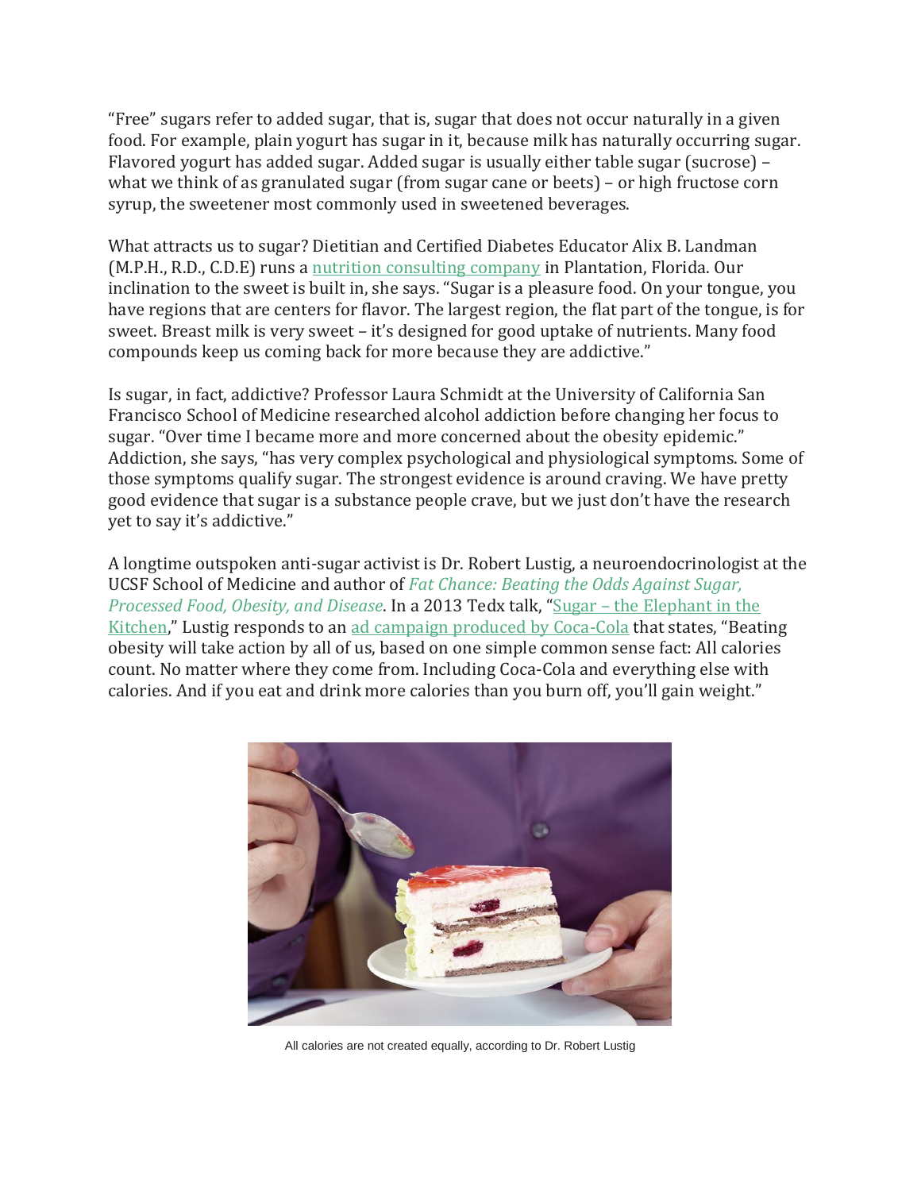"Free" sugars refer to added sugar, that is, sugar that does not occur naturally in a given food. For example, plain yogurt has sugar in it, because milk has naturally occurring sugar. Flavored yogurt has added sugar. Added sugar is usually either table sugar (sucrose) – what we think of as granulated sugar (from sugar cane or beets) – or high fructose corn syrup, the sweetener most commonly used in sweetened beverages.

What attracts us to sugar? Dietitian and Certified Diabetes Educator Alix B. Landman (M.P.H., R.D., C.D.E) runs a nutrition consulting company in Plantation, Florida. Our inclination to the sweet is built in, she says. "Sugar is a pleasure food. On your tongue, you have regions that are centers for flavor. The largest region, the flat part of the tongue, is for sweet. Breast milk is very sweet – it's designed for good uptake of nutrients. Many food compounds keep us coming back for more because they are addictive."

Is sugar, in fact, addictive? Professor Laura Schmidt at the University of California San Francisco School of Medicine researched alcohol addiction before changing her focus to sugar. "Over time I became more and more concerned about the obesity epidemic." Addiction, she says, "has very complex psychological and physiological symptoms. Some of those symptoms qualify sugar. The strongest evidence is around craving. We have pretty good evidence that sugar is a substance people crave, but we just don't have the research yet to say it's addictive."

A longtime outspoken anti-sugar activist is Dr. Robert Lustig, a neuroendocrinologist at the UCSF School of Medicine and author of *Fat Chance: Beating the Odds Against Sugar, Processed Food, Obesity, and Disease*. In a 2013 Tedx talk, "Sugar – the Elephant in the Kitchen," Lustig responds to an ad campaign produced by Coca-Cola that states, "Beating obesity will take action by all of us, based on one simple common sense fact: All calories count. No matter where they come from. Including Coca-Cola and everything else with calories. And if you eat and drink more calories than you burn off, you'll gain weight."

All calories are not created equally, according to Dr. Robert Lustig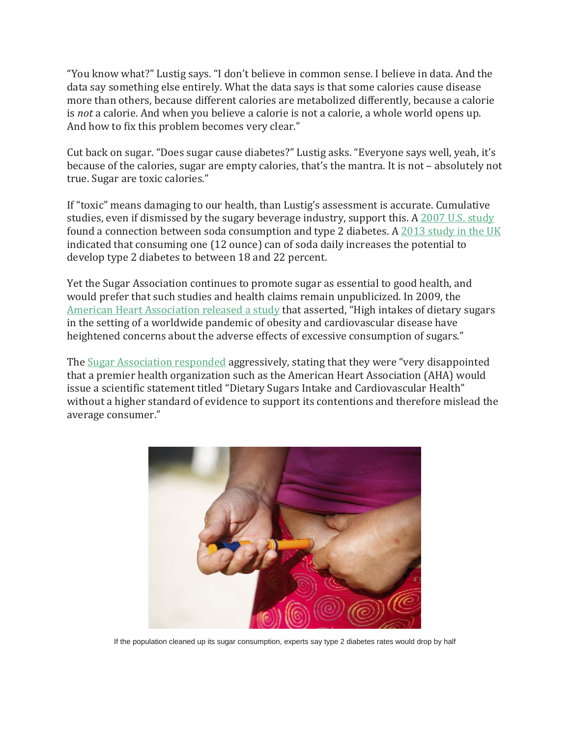"You know what?" Lustig says. "I don't believe in common sense. I believe in data. And the data say something else entirely. What the data says is that some calories cause disease more than others, because different calories are metabolized differently, because a calorie is *not* a calorie. And when you believe a calorie is not a calorie, a whole world opens up. And how to fix this problem becomes very clear."

Cut back on sugar. "Does sugar cause diabetes?" Lustig asks. "Everyone says well, yeah, it's because of the calories, sugar are empty calories, that's the mantra. It is not – absolutely not true. Sugar are toxic calories."

If "toxic" means damaging to our health, than Lustig's assessment is accurate. Cumulative studies, even if dismissed by the sugary beverage industry, support this. A 2007 U.S. study found a connection between soda consumption and type 2 diabetes. A 2013 study in the UK indicated that consuming one (12 ounce) can of soda daily increases the potential to develop type 2 diabetes to between 18 and 22 percent.

Yet the Sugar Association continues to promote sugar as essential to good health, and would prefer that such studies and health claims remain unpublicized. In 2009, the American Heart Association released a study that asserted, "High intakes of dietary sugars in the setting of a worldwide pandemic of obesity and cardiovascular disease have heightened concerns about the adverse effects of excessive consumption of sugars."

The Sugar Association responded aggressively, stating that they were "very disappointed that a premier health organization such as the American Heart Association (AHA) would issue a scientific statement titled "Dietary Sugars Intake and Cardiovascular Health" without a higher standard of evidence to support its contentions and therefore mislead the average consumer."

If the population cleaned up its sugar consumption, experts say type 2 diabetes rates would drop by half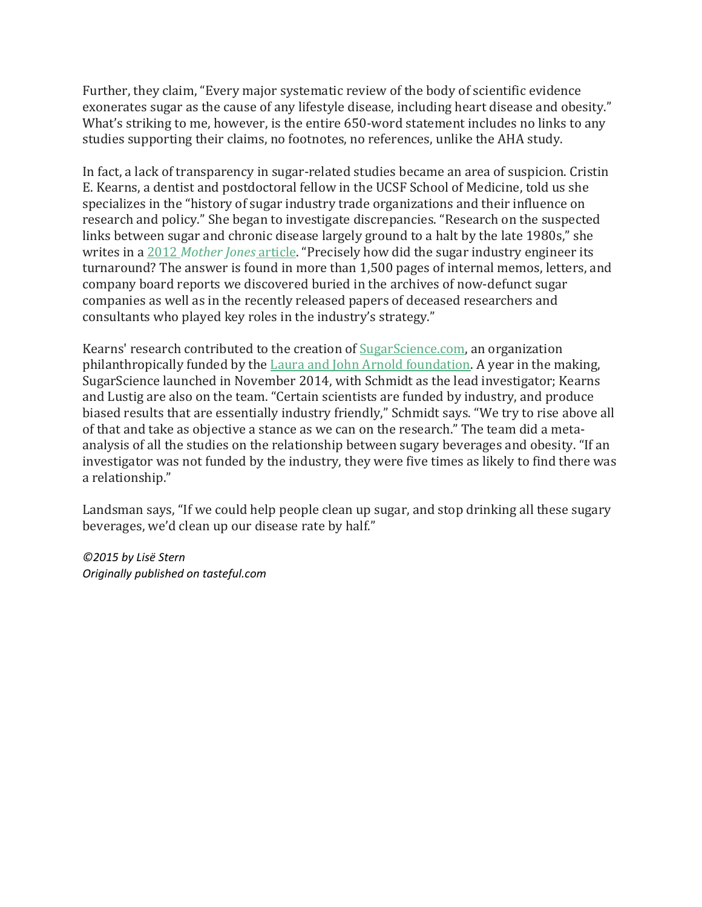Further, they claim, “Every major systematic review of the body of scientific evidence exonerates sugar as the cause of any lifestyle disease, including heart disease and obesity.” What’s striking to me, however, is the entire 650-word statement includes no links to any studies supporting their claims, no footnotes, no references, unlike the AHA study.

In fact, a lack of transparency in sugar-related studies became an area of suspicion. Cristin E. Kearns, a dentist and postdoctoral fellow in the UCSF School of Medicine, told us she specializes in the “history of sugar industry trade organizations and their influence on research and policy.” She began to investigate discrepancies. “Research on the suspected links between sugar and chronic disease largely ground to a halt by the late 1980s,” she writes in a [2012 *Mother Jones* article](). “Precisely how did the sugar industry engineer its turnaround? The answer is found in more than 1,500 pages of internal memos, letters, and company board reports we discovered buried in the archives of now-defunct sugar companies as well as in the recently released papers of deceased researchers and consultants who played key roles in the industry’s strategy.”

Kearns' research contributed to the creation of [SugarScience.com](), an organization philanthropically funded by the [Laura and John Arnold foundation](). A year in the making, SugarScience launched in November 2014, with Schmidt as the lead investigator; Kearns and Lustig are also on the team. “Certain scientists are funded by industry, and produce biased results that are essentially industry friendly,” Schmidt says. “We try to rise above all of that and take as objective a stance as we can on the research.” The team did a meta-analysis of all the studies on the relationship between sugary beverages and obesity. “If an investigator was not funded by the industry, they were five times as likely to find there was a relationship.”

Landsman says, “If we could help people clean up sugar, and stop drinking all these sugary beverages, we’d clean up our disease rate by half.”

*©2015 by Lisë Stern*
*Originally published on tasteful.com*